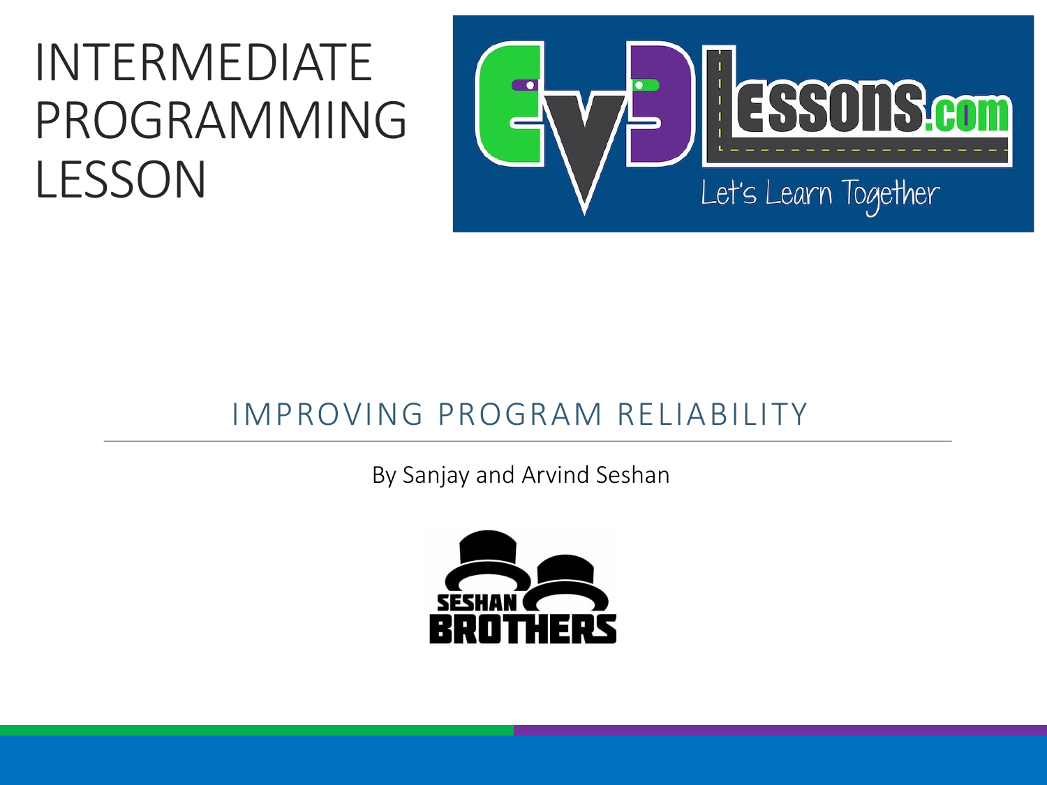# INTERMEDIATE PROGRAMMING LESSON

## IMPROVING PROGRAM RELIABILITY

By Sanjay and Arvind Seshan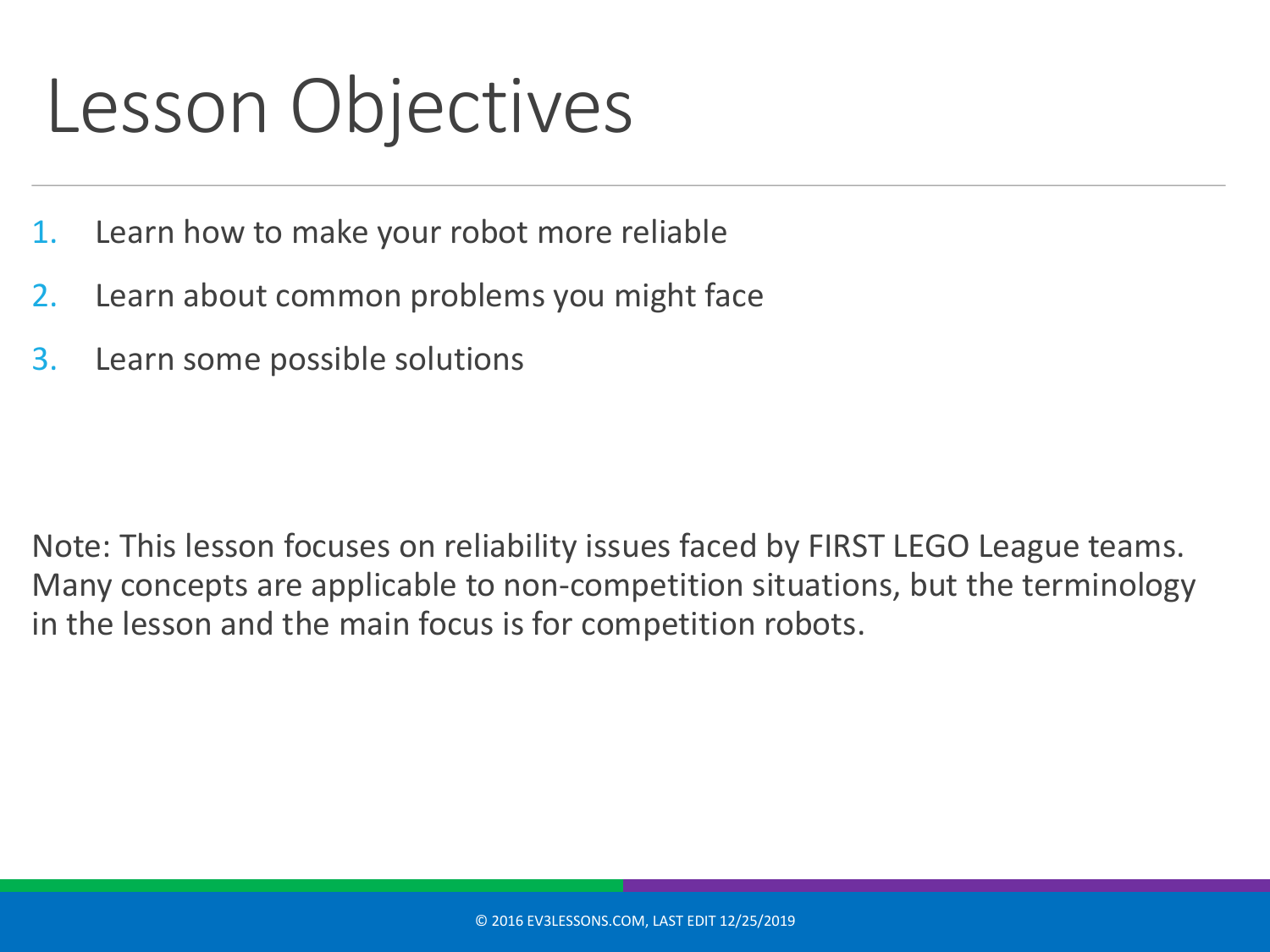# Lesson Objectives

1. Learn how to make your robot more reliable
2. Learn about common problems you might face
3. Learn some possible solutions

Note: This lesson focuses on reliability issues faced by FIRST LEGO League teams. Many concepts are applicable to non-competition situations, but the terminology in the lesson and the main focus is for competition robots.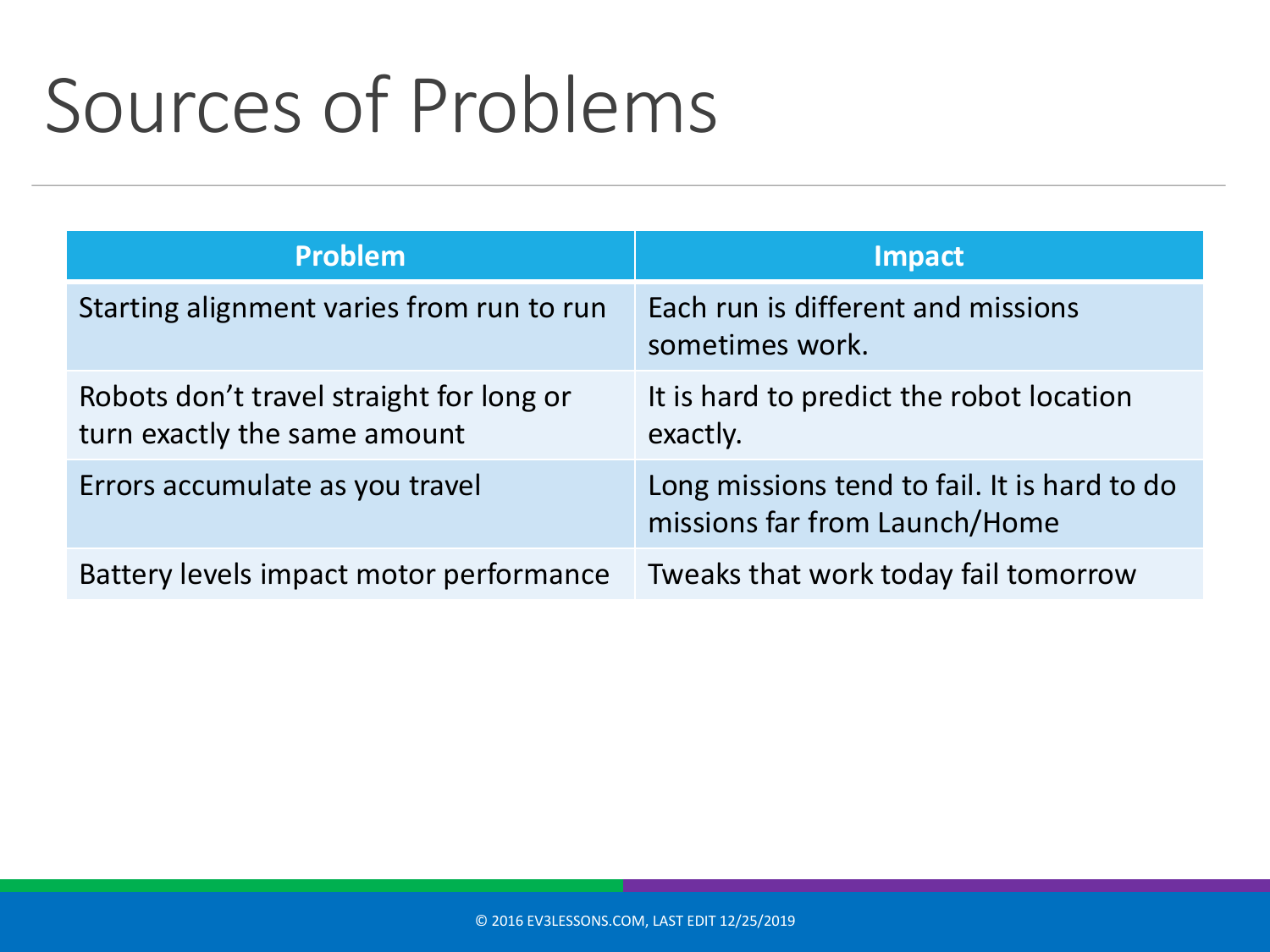# Sources of Problems

| Problem | Impact |
| --- | --- |
| Starting alignment varies from run to run | Each run is different and missions sometimes work. |
| Robots don't travel straight for long or turn exactly the same amount | It is hard to predict the robot location exactly. |
| Errors accumulate as you travel | Long missions tend to fail. It is hard to do missions far from Launch/Home |
| Battery levels impact motor performance | Tweaks that work today fail tomorrow |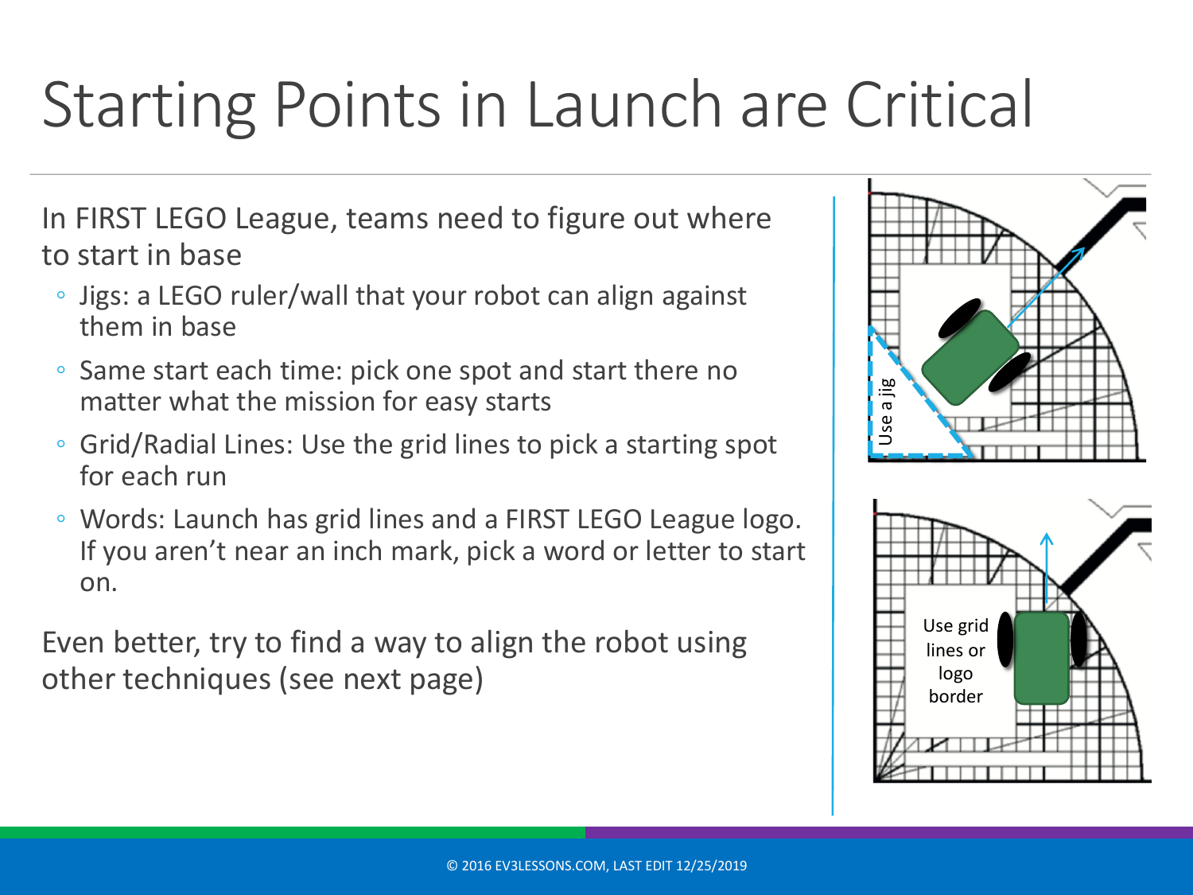# Starting Points in Launch are Critical

In FIRST LEGO League, teams need to figure out where to start in base

- Jigs: a LEGO ruler/wall that your robot can align against them in base
- Same start each time: pick one spot and start there no matter what the mission for easy starts
- Grid/Radial Lines: Use the grid lines to pick a starting spot for each run
- Words: Launch has grid lines and a FIRST LEGO League logo. If you aren't near an inch mark, pick a word or letter to start on.

Even better, try to find a way to align the robot using other techniques (see next page)

Use a jig

Use grid lines or logo border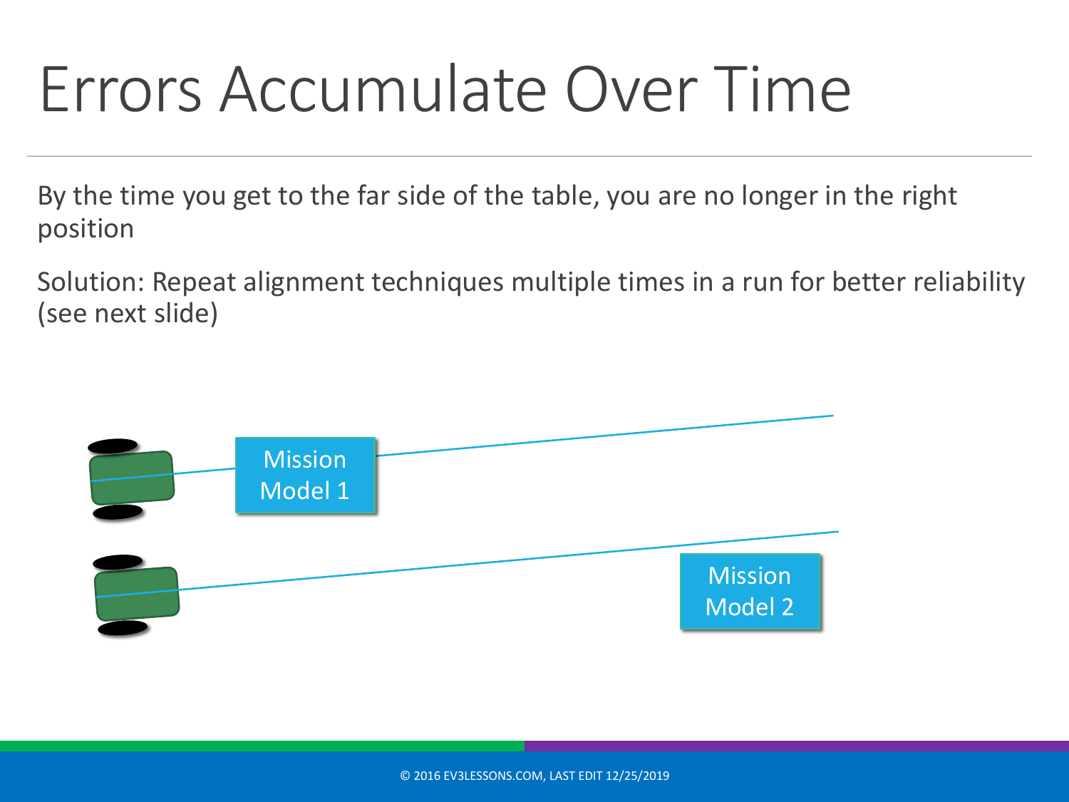# Errors Accumulate Over Time

By the time you get to the far side of the table, you are no longer in the right position

Solution: Repeat alignment techniques multiple times in a run for better reliability (see next slide)

Mission Model 1

Mission Model 2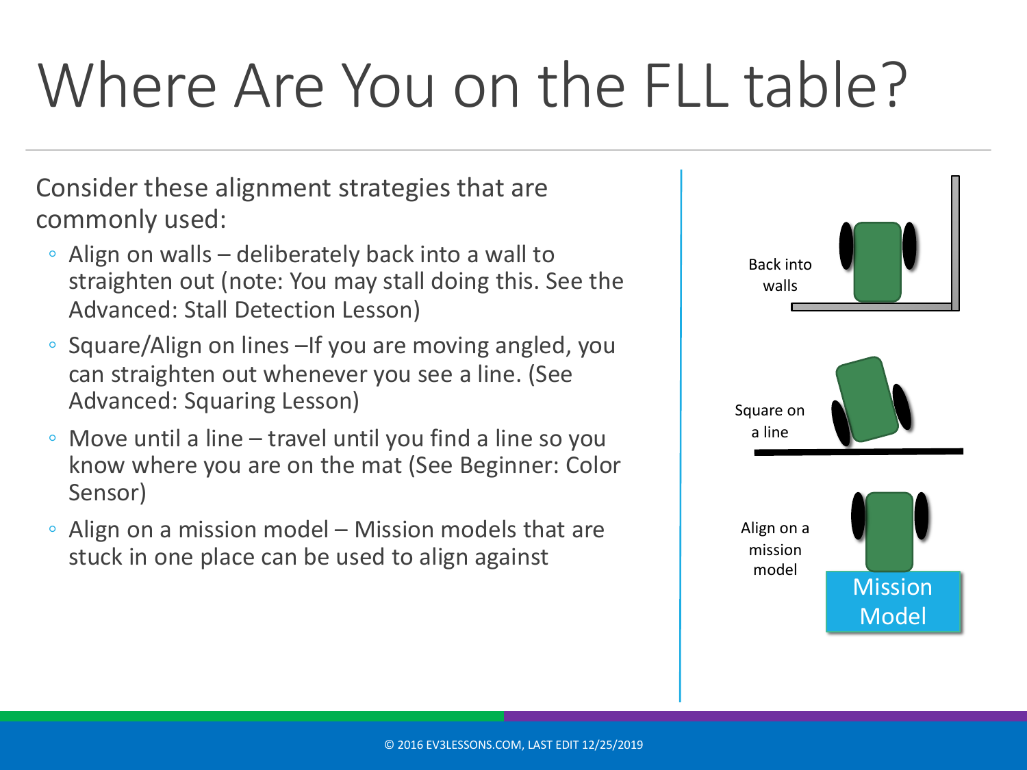# Where Are You on the FLL table?

Consider these alignment strategies that are commonly used:

- Align on walls – deliberately back into a wall to straighten out (note: You may stall doing this. See the Advanced: Stall Detection Lesson)
- Square/Align on lines –If you are moving angled, you can straighten out whenever you see a line. (See Advanced: Squaring Lesson)
- Move until a line – travel until you find a line so you know where you are on the mat (See Beginner: Color Sensor)
- Align on a mission model – Mission models that are stuck in one place can be used to align against

Back into walls

Square on a line

Align on a mission model

Mission Model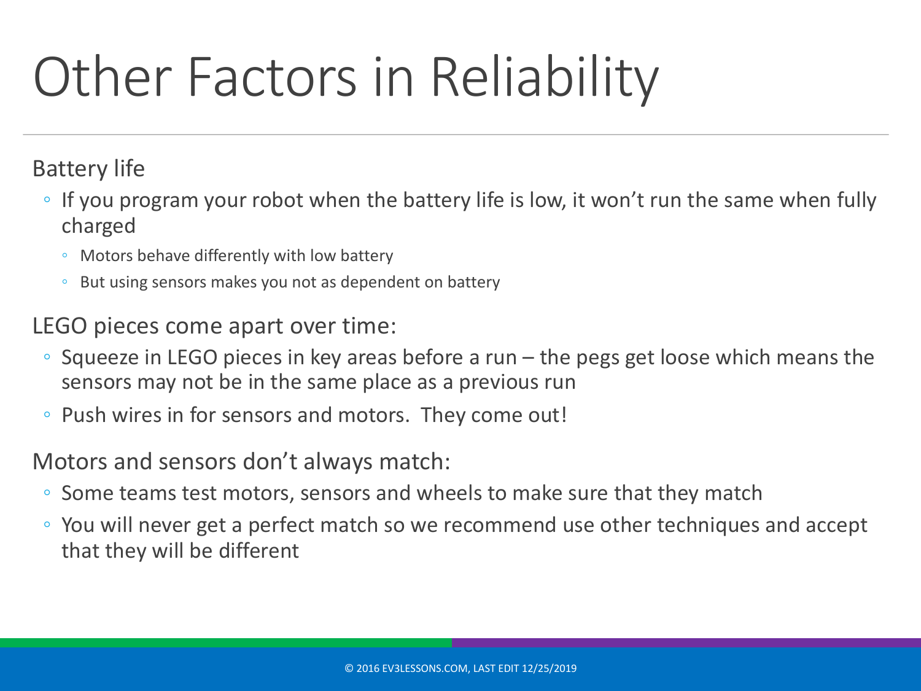# Other Factors in Reliability

Battery life

- If you program your robot when the battery life is low, it won't run the same when fully charged
  - Motors behave differently with low battery
  - But using sensors makes you not as dependent on battery

LEGO pieces come apart over time:

- Squeeze in LEGO pieces in key areas before a run – the pegs get loose which means the sensors may not be in the same place as a previous run
- Push wires in for sensors and motors. They come out!

Motors and sensors don't always match:

- Some teams test motors, sensors and wheels to make sure that they match
- You will never get a perfect match so we recommend use other techniques and accept that they will be different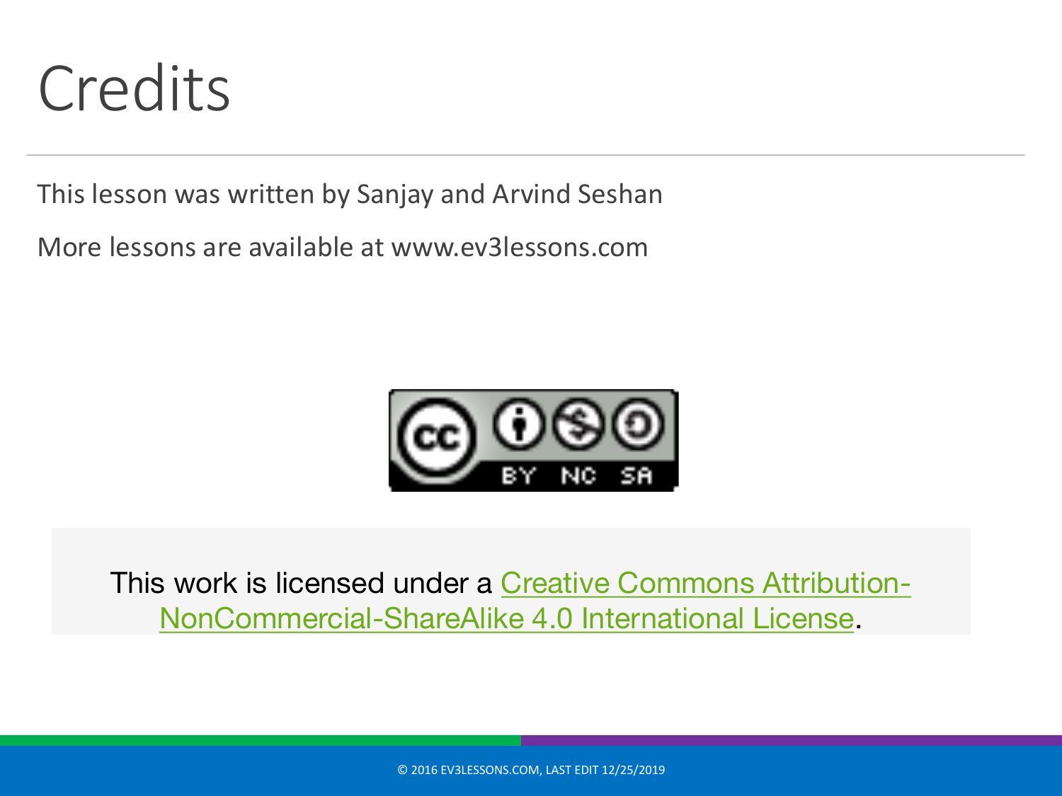# Credits

This lesson was written by Sanjay and Arvind Seshan

More lessons are available at www.ev3lessons.com

This work is licensed under a Creative Commons Attribution-NonCommercial-ShareAlike 4.0 International License.